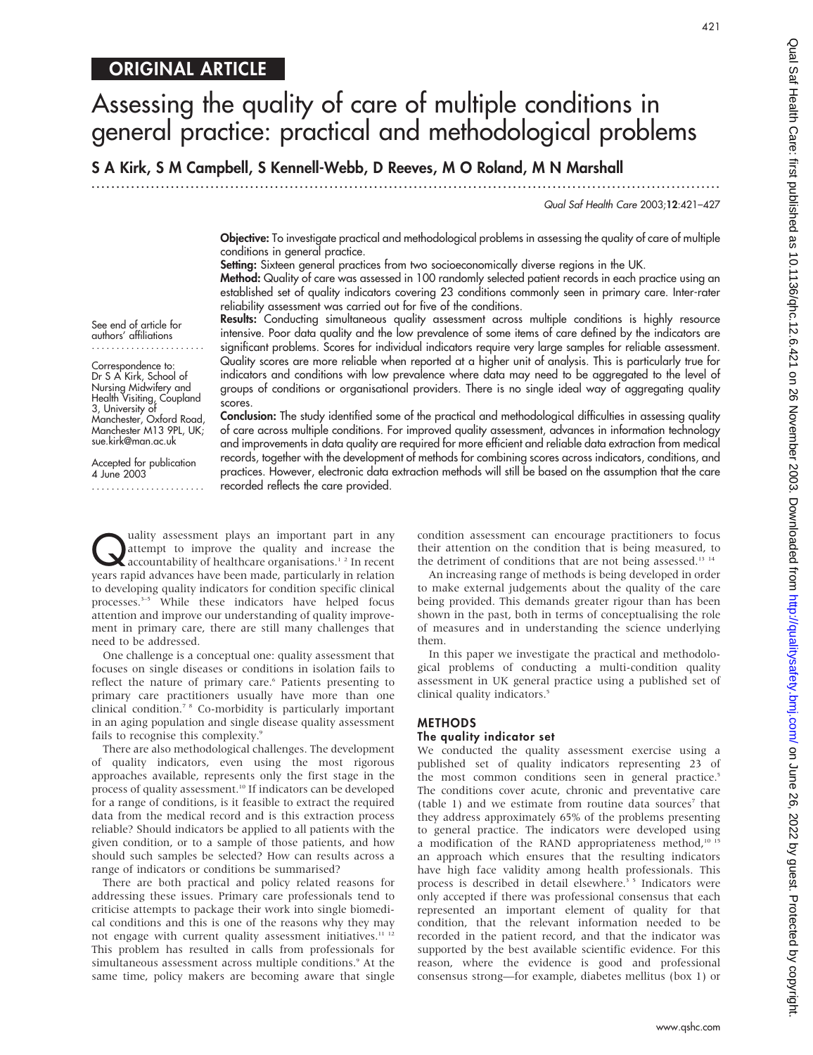ORIGINAL ARTICLE

# Assessing the quality of care of multiple conditions in general practice: practical and methodological problems

**S A Kirk, S M Campbell, S Kennell-Webb, D Reeves, M O Roland, M N Marshall**

See end of article for authors' affiliations

Correspondence to: Dr S A Kirk, School of Nursing Midwifery and Health Visiting, Coupland 3, University of Manchester, Oxford Road, Manchester M13 9PL, UK; sue.kirk@man.ac.uk

Accepted for publication 4 June 2003

**Objective:** To investigate practical and methodological problems in assessing the quality of care of multiple conditions in general practice.

**Setting:** Sixteen general practices from two socioeconomically diverse regions in the UK.

**Method:** Quality of care was assessed in 100 randomly selected patient records in each practice using an established set of quality indicators covering 23 conditions commonly seen in primary care. Inter-rater reliability assessment was carried out for five of the conditions.

**Results:** Conducting simultaneous quality assessment across multiple conditions is highly resource intensive. Poor data quality and the low prevalence of some items of care defined by the indicators are significant problems. Scores for individual indicators require very large samples for reliable assessment. Quality scores are more reliable when reported at a higher unit of analysis. This is particularly true for indicators and conditions with low prevalence where data may need to be aggregated to the level of groups of conditions or organisational providers. There is no single ideal way of aggregating quality scores.

**Conclusion:** The study identified some of the practical and methodological difficulties in assessing quality of care across multiple conditions. For improved quality assessment, advances in information technology and improvements in data quality are required for more efficient and reliable data extraction from medical records, together with the development of methods for combining scores across indicators, conditions, and practices. However, electronic data extraction methods will still be based on the assumption that the care recorded reflects the care provided.

Quality assessment plays an important part in any attempt to improve the quality and increase the accountability of healthcare organisations.[1 2] In recent years rapid advances have been made, particularly in relation to developing quality indicators for condition specific clinical processes.[3–5] While these indicators have helped focus attention and improve our understanding of quality improvement in primary care, there are still many challenges that need to be addressed.

One challenge is a conceptual one: quality assessment that focuses on single diseases or conditions in isolation fails to reflect the nature of primary care.[6] Patients presenting to primary care practitioners usually have more than one clinical condition.[7 8] Co-morbidity is particularly important in an aging population and single disease quality assessment fails to recognise this complexity.[9]

There are also methodological challenges. The development of quality indicators, even using the most rigorous approaches available, represents only the first stage in the process of quality assessment.[10] If indicators can be developed for a range of conditions, is it feasible to extract the required data from the medical record and is this extraction process reliable? Should indicators be applied to all patients with the given condition, or to a sample of those patients, and how should such samples be selected? How can results across a range of indicators or conditions be summarised?

There are both practical and policy related reasons for addressing these issues. Primary care professionals tend to criticise attempts to package their work into single biomedical conditions and this is one of the reasons why they may not engage with current quality assessment initiatives.[11 12] This problem has resulted in calls from professionals for simultaneous assessment across multiple conditions.[9] At the same time, policy makers are becoming aware that single condition assessment can encourage practitioners to focus their attention on the condition that is being measured, to the detriment of conditions that are not being assessed.[13 14]

An increasing range of methods is being developed in order to make external judgements about the quality of the care being provided. This demands greater rigour than has been shown in the past, both in terms of conceptualising the role of measures and in understanding the science underlying them.

In this paper we investigate the practical and methodological problems of conducting a multi-condition quality assessment in UK general practice using a published set of clinical quality indicators.[5]

## METHODS

### The quality indicator set

We conducted the quality assessment exercise using a published set of quality indicators representing 23 of the most common conditions seen in general practice.[5] The conditions cover acute, chronic and preventative care (table 1) and we estimate from routine data sources[7] that they address approximately 65% of the problems presenting to general practice. The indicators were developed using a modification of the RAND appropriateness method,[10 15] an approach which ensures that the resulting indicators have high face validity among health professionals. This process is described in detail elsewhere.[3 5] Indicators were only accepted if there was professional consensus that each represented an important element of quality for that condition, that the relevant information needed to be recorded in the patient record, and that the indicator was supported by the best available scientific evidence. For this reason, where the evidence is good and professional consensus strong—for example, diabetes mellitus (box 1) or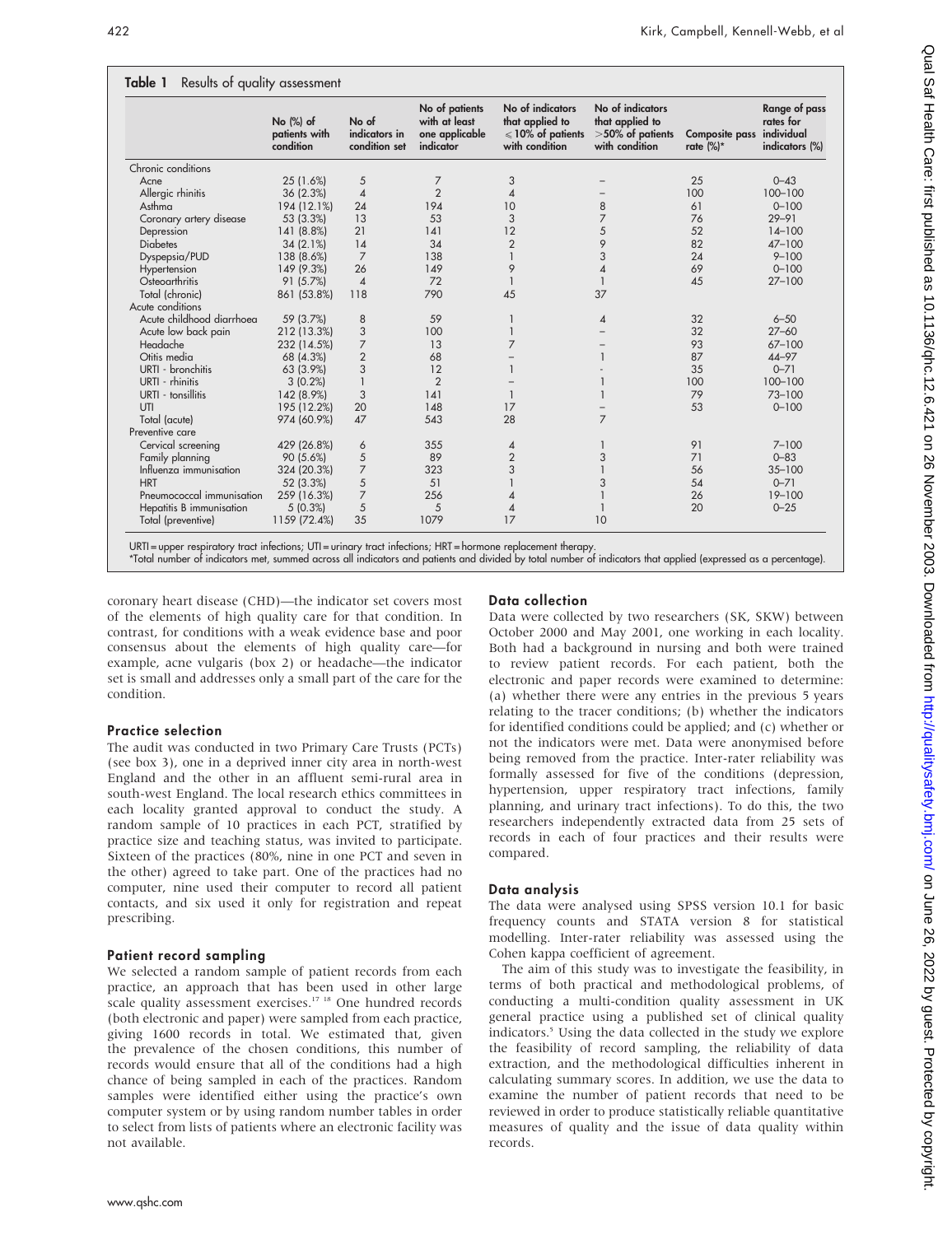**Table 1** Results of quality assessment

| | No (%) of patients with condition | No of indicators in condition set | No of patients with at least one applicable indicator | No of indicators that applied to ≤10% of patients with condition | No of indicators that applied to >50% of patients with condition | Composite pass rate (%)* | Range of pass rates for individual indicators (%) |
|---|---|---|---|---|---|---|---|
| Chronic conditions | | | | | | | |
| Acne | 25 (1.6%) | 5 | 7 | 3 | – | 25 | 0–43 |
| Allergic rhinitis | 36 (2.3%) | 4 | 2 | 4 | – | 100 | 100–100 |
| Asthma | 194 (12.1%) | 24 | 194 | 10 | 8 | 61 | 0–100 |
| Coronary artery disease | 53 (3.3%) | 13 | 53 | 3 | 7 | 76 | 29–91 |
| Depression | 141 (8.8%) | 21 | 141 | 12 | 5 | 52 | 14–100 |
| Diabetes | 34 (2.1%) | 14 | 34 | 2 | 9 | 82 | 47–100 |
| Dyspepsia/PUD | 138 (8.6%) | 7 | 138 | 1 | 3 | 24 | 9–100 |
| Hypertension | 149 (9.3%) | 26 | 149 | 9 | 4 | 69 | 0–100 |
| Osteoarthritis | 91 (5.7%) | 4 | 72 | 1 | 1 | 45 | 27–100 |
| Total (chronic) | 861 (53.8%) | 118 | 790 | 45 | 37 | | |
| Acute conditions | | | | | | | |
| Acute childhood diarrhoea | 59 (3.7%) | 8 | 59 | 1 | 4 | 32 | 6–50 |
| Acute low back pain | 212 (13.3%) | 3 | 100 | 1 | – | 32 | 27–60 |
| Headache | 232 (14.5%) | 7 | 13 | 7 | – | 93 | 67–100 |
| Otitis media | 68 (4.3%) | 2 | 68 | – | 1 | 87 | 44–97 |
| URTI - bronchitis | 63 (3.9%) | 3 | 12 | 1 | - | 35 | 0–71 |
| URTI - rhinitis | 3 (0.2%) | 1 | 2 | – | 1 | 100 | 100–100 |
| URTI - tonsillitis | 142 (8.9%) | 3 | 141 | 1 | 1 | 79 | 73–100 |
| UTI | 195 (12.2%) | 20 | 148 | 17 | – | 53 | 0–100 |
| Total (acute) | 974 (60.9%) | 47 | 543 | 28 | 7 | | |
| Preventive care | | | | | | | |
| Cervical screening | 429 (26.8%) | 6 | 355 | 4 | 1 | 91 | 7–100 |
| Family planning | 90 (5.6%) | 5 | 89 | 2 | 3 | 71 | 0–83 |
| Influenza immunisation | 324 (20.3%) | 7 | 323 | 3 | 1 | 56 | 35–100 |
| HRT | 52 (3.3%) | 5 | 51 | 1 | 3 | 54 | 0–71 |
| Pneumococcal immunisation | 259 (16.3%) | 7 | 256 | 4 | 1 | 26 | 19–100 |
| Hepatitis B immunisation | 5 (0.3%) | 5 | 5 | 4 | 1 | 20 | 0–25 |
| Total (preventive) | 1159 (72.4%) | 35 | 1079 | 17 | 10 | | |

URTI = upper respiratory tract infections; UTI = urinary tract infections; HRT = hormone replacement therapy.
*Total number of indicators met, summed across all indicators and patients and divided by total number of indicators that applied (expressed as a percentage).

coronary heart disease (CHD)—the indicator set covers most of the elements of high quality care for that condition. In contrast, for conditions with a weak evidence base and poor consensus about the elements of high quality care—for example, acne vulgaris (box 2) or headache—the indicator set is small and addresses only a small part of the care for the condition.

### Practice selection

The audit was conducted in two Primary Care Trusts (PCTs) (see box 3), one in a deprived inner city area in north-west England and the other in an affluent semi-rural area in south-west England. The local research ethics committees in each locality granted approval to conduct the study. A random sample of 10 practices in each PCT, stratified by practice size and teaching status, was invited to participate. Sixteen of the practices (80%, nine in one PCT and seven in the other) agreed to take part. One of the practices had no computer, nine used their computer to record all patient contacts, and six used it only for registration and repeat prescribing.

### Patient record sampling

We selected a random sample of patient records from each practice, an approach that has been used in other large scale quality assessment exercises.[17,18] One hundred records (both electronic and paper) were sampled from each practice, giving 1600 records in total. We estimated that, given the prevalence of the chosen conditions, this number of records would ensure that all of the conditions had a high chance of being sampled in each of the practices. Random samples were identified either using the practice's own computer system or by using random number tables in order to select from lists of patients where an electronic facility was not available.

### Data collection

Data were collected by two researchers (SK, SKW) between October 2000 and May 2001, one working in each locality. Both had a background in nursing and both were trained to review patient records. For each patient, both the electronic and paper records were examined to determine: (a) whether there were any entries in the previous 5 years relating to the tracer conditions; (b) whether the indicators for identified conditions could be applied; and (c) whether or not the indicators were met. Data were anonymised before being removed from the practice. Inter-rater reliability was formally assessed for five of the conditions (depression, hypertension, upper respiratory tract infections, family planning, and urinary tract infections). To do this, the two researchers independently extracted data from 25 sets of records in each of four practices and their results were compared.

### Data analysis

The data were analysed using SPSS version 10.1 for basic frequency counts and STATA version 8 for statistical modelling. Inter-rater reliability was assessed using the Cohen kappa coefficient of agreement.

The aim of this study was to investigate the feasibility, in terms of both practical and methodological problems, of conducting a multi-condition quality assessment in UK general practice using a published set of clinical quality indicators.[5] Using the data collected in the study we explore the feasibility of record sampling, the reliability of data extraction, and the methodological difficulties inherent in calculating summary scores. In addition, we use the data to examine the number of patient records that need to be reviewed in order to produce statistically reliable quantitative measures of quality and the issue of data quality within records.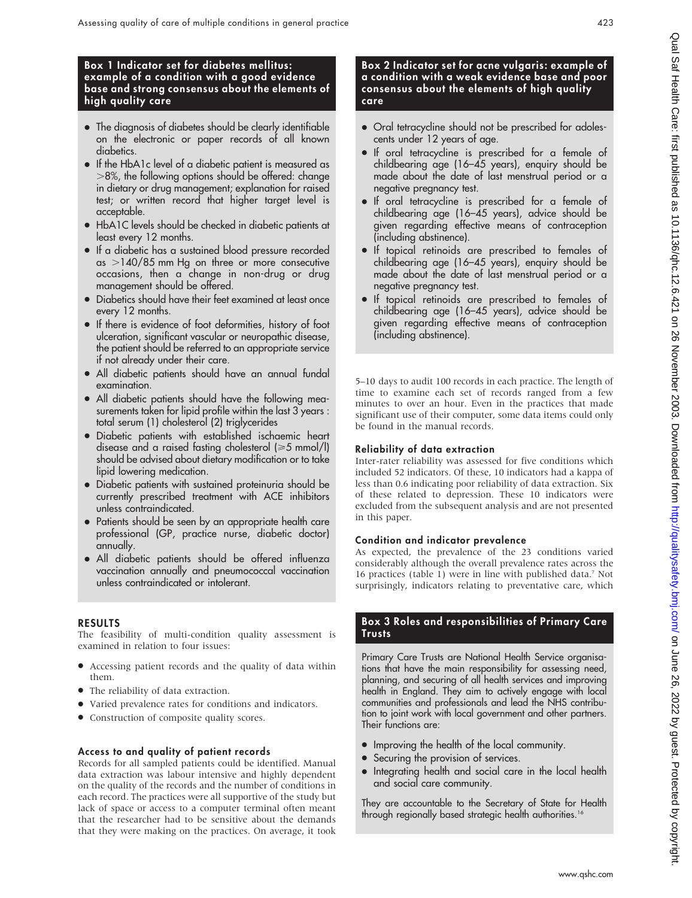### Box 1 Indicator set for diabetes mellitus: example of a condition with a good evidence base and strong consensus about the elements of high quality care

- The diagnosis of diabetes should be clearly identifiable on the electronic or paper records of all known diabetics.
- If the HbA1c level of a diabetic patient is measured as >8%, the following options should be offered: change in dietary or drug management; explanation for raised test; or written record that higher target level is acceptable.
- HbA1C levels should be checked in diabetic patients at least every 12 months.
- If a diabetic has a sustained blood pressure recorded as >140/85 mm Hg on three or more consecutive occasions, then a change in non-drug or drug management should be offered.
- Diabetics should have their feet examined at least once every 12 months.
- If there is evidence of foot deformities, history of foot ulceration, significant vascular or neuropathic disease, the patient should be referred to an appropriate service if not already under their care.
- All diabetic patients should have an annual fundal examination.
- All diabetic patients should have the following measurements taken for lipid profile within the last 3 years : total serum (1) cholesterol (2) triglycerides
- Diabetic patients with established ischaemic heart disease and a raised fasting cholesterol (⩾5 mmol/l) should be advised about dietary modification or to take lipid lowering medication.
- Diabetic patients with sustained proteinuria should be currently prescribed treatment with ACE inhibitors unless contraindicated.
- Patients should be seen by an appropriate health care professional (GP, practice nurse, diabetic doctor) annually.
- All diabetic patients should be offered influenza vaccination annually and pneumococcal vaccination unless contraindicated or intolerant.

## RESULTS

The feasibility of multi-condition quality assessment is examined in relation to four issues:

- Accessing patient records and the quality of data within them.
- The reliability of data extraction.
- Varied prevalence rates for conditions and indicators.
- Construction of composite quality scores.

### Access to and quality of patient records

Records for all sampled patients could be identified. Manual data extraction was labour intensive and highly dependent on the quality of the records and the number of conditions in each record. The practices were all supportive of the study but lack of space or access to a computer terminal often meant that the researcher had to be sensitive about the demands that they were making on the practices. On average, it took 5–10 days to audit 100 records in each practice. The length of time to examine each set of records ranged from a few minutes to over an hour. Even in the practices that made significant use of their computer, some data items could only be found in the manual records.

### Box 2 Indicator set for acne vulgaris: example of a condition with a weak evidence base and poor consensus about the elements of high quality care

- Oral tetracycline should not be prescribed for adolescents under 12 years of age.
- If oral tetracycline is prescribed for a female of childbearing age (16–45 years), enquiry should be made about the date of last menstrual period or a negative pregnancy test.
- If oral tetracycline is prescribed for a female of childbearing age (16–45 years), advice should be given regarding effective means of contraception (including abstinence).
- If topical retinoids are prescribed to females of childbearing age (16–45 years), enquiry should be made about the date of last menstrual period or a negative pregnancy test.
- If topical retinoids are prescribed to females of childbearing age (16–45 years), advice should be given regarding effective means of contraception (including abstinence).

### Reliability of data extraction

Inter-rater reliability was assessed for five conditions which included 52 indicators. Of these, 10 indicators had a kappa of less than 0.6 indicating poor reliability of data extraction. Six of these related to depression. These 10 indicators were excluded from the subsequent analysis and are not presented in this paper.

### Condition and indicator prevalence

As expected, the prevalence of the 23 conditions varied considerably although the overall prevalence rates across the 16 practices (table 1) were in line with published data.[7] Not surprisingly, indicators relating to preventative care, which

### Box 3 Roles and responsibilities of Primary Care Trusts

Primary Care Trusts are National Health Service organisations that have the main responsibility for assessing need, planning, and securing of all health services and improving health in England. They aim to actively engage with local communities and professionals and lead the NHS contribution to joint work with local government and other partners. Their functions are:

- Improving the health of the local community.
- Securing the provision of services.
- Integrating health and social care in the local health and social care community.

They are accountable to the Secretary of State for Health through regionally based strategic health authorities.[16]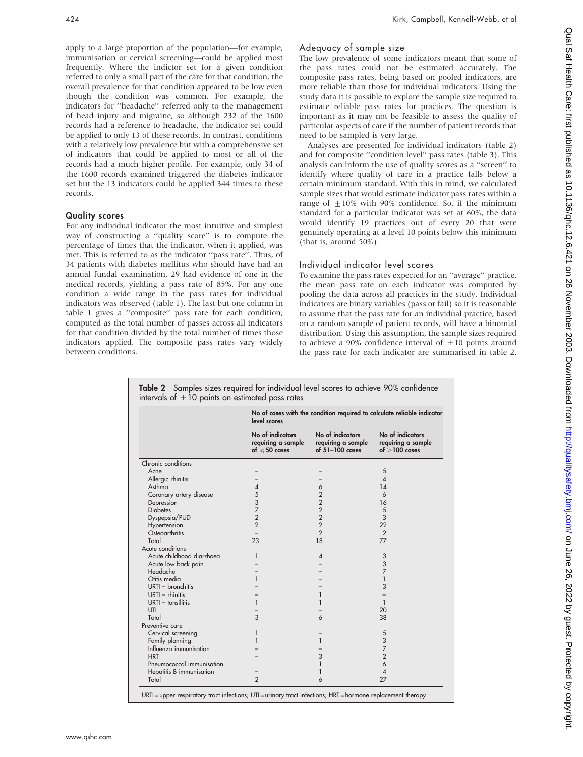apply to a large proportion of the population—for example, immunisation or cervical screening—could be applied most frequently. Where the indictor set for a given condition referred to only a small part of the care for that condition, the overall prevalence for that condition appeared to be low even though the condition was common. For example, the indicators for ''headache'' referred only to the management of head injury and migraine, so although 232 of the 1600 records had a reference to headache, the indicator set could be applied to only 13 of these records. In contrast, conditions with a relatively low prevalence but with a comprehensive set of indicators that could be applied to most or all of the records had a much higher profile. For example, only 34 of the 1600 records examined triggered the diabetes indicator set but the 13 indicators could be applied 344 times to these records.

### Quality scores

For any individual indicator the most intuitive and simplest way of constructing a ''quality score'' is to compute the percentage of times that the indicator, when it applied, was met. This is referred to as the indicator ''pass rate''. Thus, of 34 patients with diabetes mellitus who should have had an annual fundal examination, 29 had evidence of one in the medical records, yielding a pass rate of 85%. For any one condition a wide range in the pass rates for individual indicators was observed (table 1). The last but one column in table 1 gives a ''composite'' pass rate for each condition, computed as the total number of passes across all indicators for that condition divided by the total number of times those indicators applied. The composite pass rates vary widely between conditions.

### Adequacy of sample size

The low prevalence of some indicators meant that some of the pass rates could not be estimated accurately. The composite pass rates, being based on pooled indicators, are more reliable than those for individual indicators. Using the study data it is possible to explore the sample size required to estimate reliable pass rates for practices. The question is important as it may not be feasible to assess the quality of particular aspects of care if the number of patient records that need to be sampled is very large.

Analyses are presented for individual indicators (table 2) and for composite ''condition level'' pass rates (table 3). This analysis can inform the use of quality scores as a ''screen'' to identify where quality of care in a practice falls below a certain minimum standard. With this in mind, we calculated sample sizes that would estimate indicator pass rates within a range of $\pm10\%$ with 90% confidence. So, if the minimum standard for a particular indicator was set at 60%, the data would identify 19 practices out of every 20 that were genuinely operating at a level 10 points below this minimum (that is, around 50%).

### Individual indicator level scores

To examine the pass rates expected for an ''average'' practice, the mean pass rate on each indicator was computed by pooling the data across all practices in the study. Individual indicators are binary variables (pass or fail) so it is reasonable to assume that the pass rate for an individual practice, based on a random sample of patient records, will have a binomial distribution. Using this assumption, the sample sizes required to achieve a 90% confidence interval of $\pm10$ points around the pass rate for each indicator are summarised in table 2.

**Table 2** Samples sizes required for individual level scores to achieve 90% confidence intervals of $\pm10$ points on estimated pass rates

| | No of cases with the condition required to calculate reliable indicator level scores | | |
|---|---|---|---|
| | No of indicators requiring a sample of ⩽50 cases | No of indicators requiring a sample of 51–100 cases | No of indicators requiring a sample of >100 cases |
| **Chronic conditions** | | | |
| Acne | – | – | 5 |
| Allergic rhinitis | – | – | 4 |
| Asthma | 4 | 6 | 14 |
| Coronary artery disease | 5 | 2 | 6 |
| Depression | 3 | 2 | 16 |
| Diabetes | 7 | 2 | 5 |
| Dyspepsia/PUD | 2 | 2 | 3 |
| Hypertension | 2 | 2 | 22 |
| Osteoarthritis | – | 2 | 2 |
| Total | 23 | 18 | 77 |
| **Acute conditions** | | | |
| Acute childhood diarrhoea | 1 | 4 | 3 |
| Acute low back pain | – | – | 3 |
| Headache | – | – | 7 |
| Otitis media | 1 | – | 1 |
| URTI – bronchitis | – | – | 3 |
| URTI – rhinitis | – | 1 | – |
| URTI – tonsillitis | 1 | 1 | 1 |
| UTI | – | – | 20 |
| Total | 3 | 6 | 38 |
| **Preventive care** | | | |
| Cervical screening | 1 | – | 5 |
| Family planning | 1 | 1 | 3 |
| Influenza immunisation | – | – | 7 |
| HRT | – | 3 | 2 |
| Pneumococcal immunisation | | 1 | 6 |
| Hepatitis B immunisation | – | 1 | 4 |
| Total | 2 | 6 | 27 |

URTI = upper respiratory tract infections; UTI = urinary tract infections; HRT = hormone replacement therapy.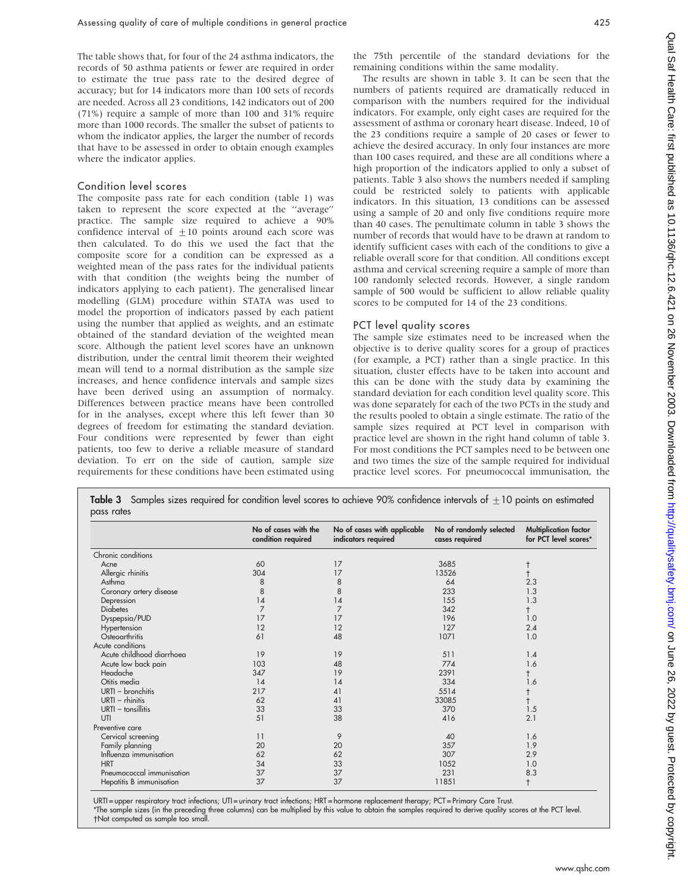The table shows that, for four of the 24 asthma indicators, the records of 50 asthma patients or fewer are required in order to estimate the true pass rate to the desired degree of accuracy; but for 14 indicators more than 100 sets of records are needed. Across all 23 conditions, 142 indicators out of 200 (71%) require a sample of more than 100 and 31% require more than 1000 records. The smaller the subset of patients to whom the indicator applies, the larger the number of records that have to be assessed in order to obtain enough examples where the indicator applies.

## Condition level scores

The composite pass rate for each condition (table 1) was taken to represent the score expected at the "average" practice. The sample size required to achieve a 90% confidence interval of $\pm 10$ points around each score was then calculated. To do this we used the fact that the composite score for a condition can be expressed as a weighted mean of the pass rates for the individual patients with that condition (the weights being the number of indicators applying to each patient). The generalised linear modelling (GLM) procedure within STATA was used to model the proportion of indicators passed by each patient using the number that applied as weights, and an estimate obtained of the standard deviation of the weighted mean score. Although the patient level scores have an unknown distribution, under the central limit theorem their weighted mean will tend to a normal distribution as the sample size increases, and hence confidence intervals and sample sizes have been derived using an assumption of normalcy. Differences between practice means have been controlled for in the analyses, except where this left fewer than 30 degrees of freedom for estimating the standard deviation. Four conditions were represented by fewer than eight patients, too few to derive a reliable measure of standard deviation. To err on the side of caution, sample size requirements for these conditions have been estimated using the 75th percentile of the standard deviations for the remaining conditions within the same modality.

The results are shown in table 3. It can be seen that the numbers of patients required are dramatically reduced in comparison with the numbers required for the individual indicators. For example, only eight cases are required for the assessment of asthma or coronary heart disease. Indeed, 10 of the 23 conditions require a sample of 20 cases or fewer to achieve the desired accuracy. In only four instances are more than 100 cases required, and these are all conditions where a high proportion of the indicators applied to only a subset of patients. Table 3 also shows the numbers needed if sampling could be restricted solely to patients with applicable indicators. In this situation, 13 conditions can be assessed using a sample of 20 and only five conditions require more than 40 cases. The penultimate column in table 3 shows the number of records that would have to be drawn at random to identify sufficient cases with each of the conditions to give a reliable overall score for that condition. All conditions except asthma and cervical screening require a sample of more than 100 randomly selected records. However, a single random sample of 500 would be sufficient to allow reliable quality scores to be computed for 14 of the 23 conditions.

## PCT level quality scores

The sample size estimates need to be increased when the objective is to derive quality scores for a group of practices (for example, a PCT) rather than a single practice. In this situation, cluster effects have to be taken into account and this can be done with the study data by examining the standard deviation for each condition level quality score. This was done separately for each of the two PCTs in the study and the results pooled to obtain a single estimate. The ratio of the sample sizes required at PCT level in comparison with practice level are shown in the right hand column of table 3. For most conditions the PCT samples need to be between one and two times the size of the sample required for individual practice level scores. For pneumococcal immunisation, the

**Table 3** Samples sizes required for condition level scores to achieve 90% confidence intervals of $\pm 10$ points on estimated pass rates

| | No of cases with the condition required | No of cases with applicable indicators required | No of randomly selected cases required | Multiplication factor for PCT level scores* |
|---|---|---|---|---|
| Chronic conditions | | | | |
| Acne | 60 | 17 | 3685 | † |
| Allergic rhinitis | 304 | 17 | 13526 | † |
| Asthma | 8 | 8 | 64 | 2.3 |
| Coronary artery disease | 8 | 8 | 233 | 1.3 |
| Depression | 14 | 14 | 155 | 1.3 |
| Diabetes | 7 | 7 | 342 | † |
| Dyspepsia/PUD | 17 | 17 | 196 | 1.0 |
| Hypertension | 12 | 12 | 127 | 2.4 |
| Osteoarthritis | 61 | 48 | 1071 | 1.0 |
| Acute conditions | | | | |
| Acute childhood diarrhoea | 19 | 19 | 511 | 1.4 |
| Acute low back pain | 103 | 48 | 774 | 1.6 |
| Headache | 347 | 19 | 2391 | † |
| Otitis media | 14 | 14 | 334 | 1.6 |
| URTI – bronchitis | 217 | 41 | 5514 | † |
| URTI – rhinitis | 62 | 41 | 33085 | † |
| URTI – tonsillitis | 33 | 33 | 370 | 1.5 |
| UTI | 51 | 38 | 416 | 2.1 |
| Preventive care | | | | |
| Cervical screening | 11 | 9 | 40 | 1.6 |
| Family planning | 20 | 20 | 357 | 1.9 |
| Influenza immunisation | 62 | 62 | 307 | 2.9 |
| HRT | 34 | 33 | 1052 | 1.0 |
| Pneumococcal immunisation | 37 | 37 | 231 | 8.3 |
| Hepatitis B immunisation | 37 | 37 | 11851 | † |

URTI = upper respiratory tract infections; UTI = urinary tract infections; HRT = hormone replacement therapy; PCT = Primary Care Trust.
*The sample sizes (in the preceding three columns) can be multiplied by this value to obtain the samples required to derive quality scores at the PCT level.
†Not computed as sample too small.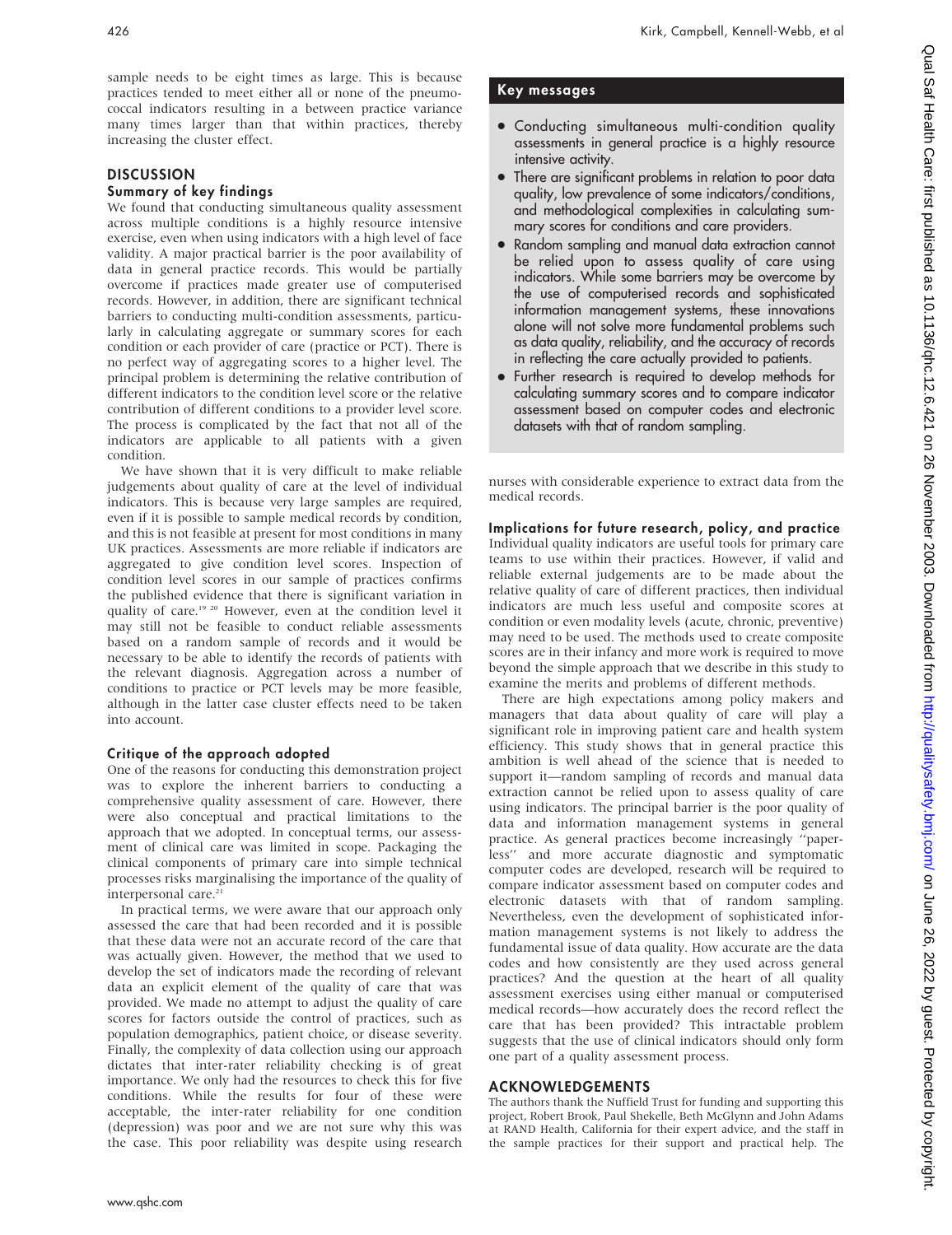sample needs to be eight times as large. This is because practices tended to meet either all or none of the pneumococcal indicators resulting in a between practice variance many times larger than that within practices, thereby increasing the cluster effect.

## DISCUSSION

### Summary of key findings

We found that conducting simultaneous quality assessment across multiple conditions is a highly resource intensive exercise, even when using indicators with a high level of face validity. A major practical barrier is the poor availability of data in general practice records. This would be partially overcome if practices made greater use of computerised records. However, in addition, there are significant technical barriers to conducting multi-condition assessments, particularly in calculating aggregate or summary scores for each condition or each provider of care (practice or PCT). There is no perfect way of aggregating scores to a higher level. The principal problem is determining the relative contribution of different indicators to the condition level score or the relative contribution of different conditions to a provider level score. The process is complicated by the fact that not all of the indicators are applicable to all patients with a given condition.

We have shown that it is very difficult to make reliable judgements about quality of care at the level of individual indicators. This is because very large samples are required, even if it is possible to sample medical records by condition, and this is not feasible at present for most conditions in many UK practices. Assessments are more reliable if indicators are aggregated to give condition level scores. Inspection of condition level scores in our sample of practices confirms the published evidence that there is significant variation in quality of care.[19 20] However, even at the condition level it may still not be feasible to conduct reliable assessments based on a random sample of records and it would be necessary to be able to identify the records of patients with the relevant diagnosis. Aggregation across a number of conditions to practice or PCT levels may be more feasible, although in the latter case cluster effects need to be taken into account.

### Critique of the approach adopted

One of the reasons for conducting this demonstration project was to explore the inherent barriers to conducting a comprehensive quality assessment of care. However, there were also conceptual and practical limitations to the approach that we adopted. In conceptual terms, our assessment of clinical care was limited in scope. Packaging the clinical components of primary care into simple technical processes risks marginalising the importance of the quality of interpersonal care.[21]

In practical terms, we were aware that our approach only assessed the care that had been recorded and it is possible that these data were not an accurate record of the care that was actually given. However, the method that we used to develop the set of indicators made the recording of relevant data an explicit element of the quality of care that was provided. We made no attempt to adjust the quality of care scores for factors outside the control of practices, such as population demographics, patient choice, or disease severity. Finally, the complexity of data collection using our approach dictates that inter-rater reliability checking is of great importance. We only had the resources to check this for five conditions. While the results for four of these were acceptable, the inter-rater reliability for one condition (depression) was poor and we are not sure why this was the case. This poor reliability was despite using research nurses with considerable experience to extract data from the medical records.

### Key messages

- Conducting simultaneous multi-condition quality assessments in general practice is a highly resource intensive activity.
- There are significant problems in relation to poor data quality, low prevalence of some indicators/conditions, and methodological complexities in calculating summary scores for conditions and care providers.
- Random sampling and manual data extraction cannot be relied upon to assess quality of care using indicators. While some barriers may be overcome by the use of computerised records and sophisticated information management systems, these innovations alone will not solve more fundamental problems such as data quality, reliability, and the accuracy of records in reflecting the care actually provided to patients.
- Further research is required to develop methods for calculating summary scores and to compare indicator assessment based on computer codes and electronic datasets with that of random sampling.

### Implications for future research, policy, and practice

Individual quality indicators are useful tools for primary care teams to use within their practices. However, if valid and reliable external judgements are to be made about the relative quality of care of different practices, then individual indicators are much less useful and composite scores at condition or even modality levels (acute, chronic, preventive) may need to be used. The methods used to create composite scores are in their infancy and more work is required to move beyond the simple approach that we describe in this study to examine the merits and problems of different methods.

There are high expectations among policy makers and managers that data about quality of care will play a significant role in improving patient care and health system efficiency. This study shows that in general practice this ambition is well ahead of the science that is needed to support it—random sampling of records and manual data extraction cannot be relied upon to assess quality of care using indicators. The principal barrier is the poor quality of data and information management systems in general practice. As general practices become increasingly "paperless" and more accurate diagnostic and symptomatic computer codes are developed, research will be required to compare indicator assessment based on computer codes and electronic datasets with that of random sampling. Nevertheless, even the development of sophisticated information management systems is not likely to address the fundamental issue of data quality. How accurate are the data codes and how consistently are they used across general practices? And the question at the heart of all quality assessment exercises using either manual or computerised medical records—how accurately does the record reflect the care that has been provided? This intractable problem suggests that the use of clinical indicators should only form one part of a quality assessment process.

## ACKNOWLEDGEMENTS

The authors thank the Nuffield Trust for funding and supporting this project, Robert Brook, Paul Shekelle, Beth McGlynn and John Adams at RAND Health, California for their expert advice, and the staff in the sample practices for their support and practical help. The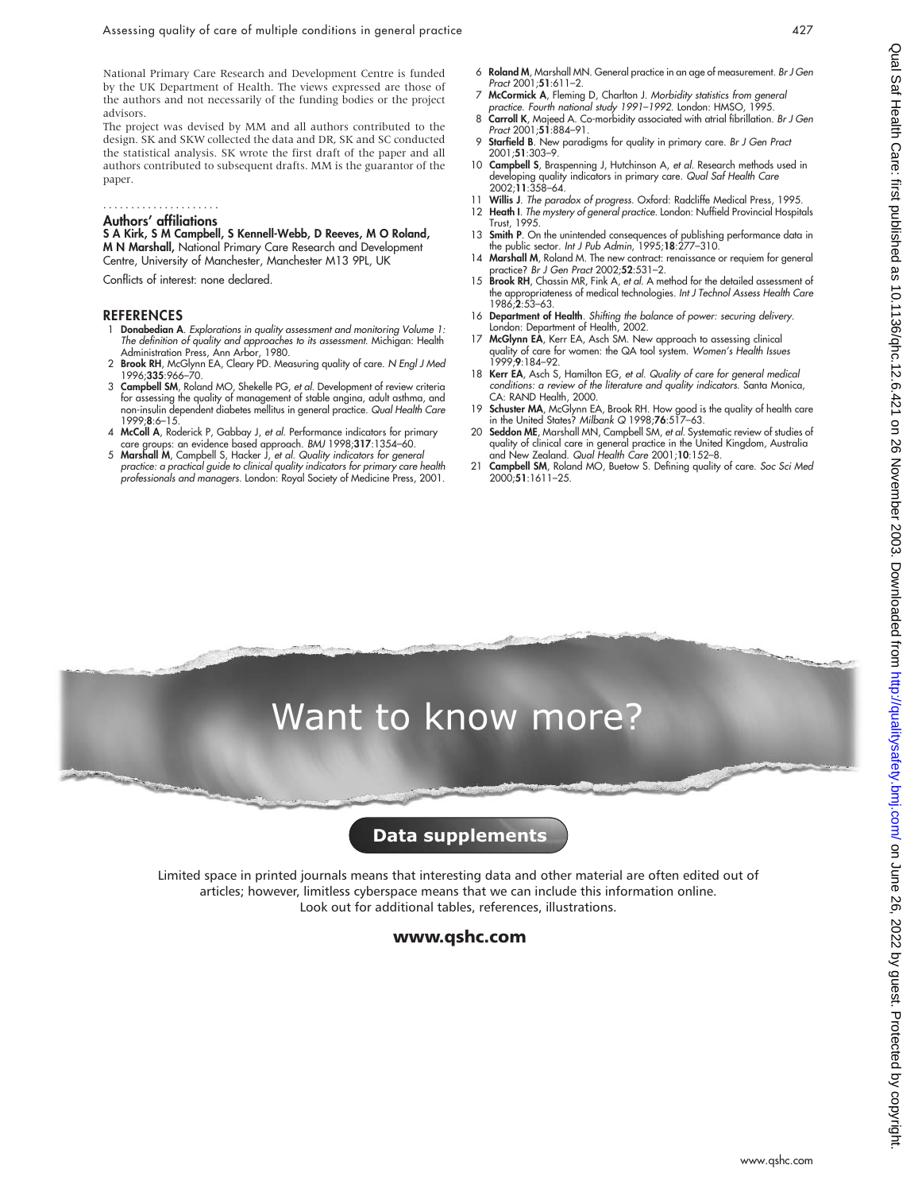National Primary Care Research and Development Centre is funded by the UK Department of Health. The views expressed are those of the authors and not necessarily of the funding bodies or the project advisors.

The project was devised by MM and all authors contributed to the design. SK and SKW collected the data and DR, SK and SC conducted the statistical analysis. SK wrote the first draft of the paper and all authors contributed to subsequent drafts. MM is the guarantor of the paper.

## Authors' affiliations

**S A Kirk, S M Campbell, S Kennell-Webb, D Reeves, M O Roland, M N Marshall,** National Primary Care Research and Development Centre, University of Manchester, Manchester M13 9PL, UK

Conflicts of interest: none declared.

## REFERENCES

1. **Donabedian A**. *Explorations in quality assessment and monitoring Volume 1: The definition of quality and approaches to its assessment.* Michigan: Health Administration Press, Ann Arbor, 1980.
2. **Brook RH**, McGlynn EA, Cleary PD. Measuring quality of care. *N Engl J Med* 1996;**335**:966–70.
3. **Campbell SM**, Roland MO, Shekelle PG, *et al.* Development of review criteria for assessing the quality of management of stable angina, adult asthma, and non-insulin dependent diabetes mellitus in general practice. *Qual Health Care* 1999;**8**:6–15.
4. **McColl A**, Roderick P, Gabbay J, *et al.* Performance indicators for primary care groups: an evidence based approach. *BMJ* 1998;**317**:1354–60.
5. **Marshall M**, Campbell S, Hacker J, *et al. Quality indicators for general practice: a practical guide to clinical quality indicators for primary care health professionals and managers.* London: Royal Society of Medicine Press, 2001.
6. **Roland M**, Marshall MN. General practice in an age of measurement. *Br J Gen Pract* 2001;**51**:611–2.
7. **McCormick A**, Fleming D, Charlton J. *Morbidity statistics from general practice. Fourth national study 1991–1992.* London: HMSO, 1995.
8. **Carroll K**, Majeed A. Co-morbidity associated with atrial fibrillation. *Br J Gen Pract* 2001;**51**:884–91.
9. **Starfield B**. New paradigms for quality in primary care. *Br J Gen Pract* 2001;**51**:303–9.
10. **Campbell S**, Braspenning J, Hutchinson A, *et al.* Research methods used in developing quality indicators in primary care. *Qual Saf Health Care* 2002;**11**:358–64.
11. **Willis J**. *The paradox of progress.* Oxford: Radcliffe Medical Press, 1995.
12. **Heath I**. *The mystery of general practice.* London: Nuffield Provincial Hospitals Trust, 1995.
13. **Smith P**. On the unintended consequences of publishing performance data in the public sector. *Int J Pub Admin*, 1995;**18**:277–310.
14. **Marshall M**, Roland M. The new contract: renaissance or requiem for general practice? *Br J Gen Pract* 2002;**52**:531–2.
15. **Brook RH**, Chassin MR, Fink A, *et al.* A method for the detailed assessment of the appropriateness of medical technologies. *Int J Technol Assess Health Care* 1986;**2**:53–63.
16. **Department of Health**. *Shifting the balance of power: securing delivery.* London: Department of Health, 2002.
17. **McGlynn EA**, Kerr EA, Asch SM. New approach to assessing clinical quality of care for women: the QA tool system. *Women's Health Issues* 1999;**9**:184–92.
18. **Kerr EA**, Asch S, Hamilton EG, *et al. Quality of care for general medical conditions: a review of the literature and quality indicators.* Santa Monica, CA: RAND Health, 2000.
19. **Schuster MA**, McGlynn EA, Brook RH. How good is the quality of health care in the United States? *Milbank Q* 1998;**76**:517–63.
20. **Seddon ME**, Marshall MN, Campbell SM, *et al.* Systematic review of studies of quality of clinical care in general practice in the United Kingdom, Australia and New Zealand. *Qual Health Care* 2001;**10**:152–8.
21. **Campbell SM**, Roland MO, Buetow S. Defining quality of care. *Soc Sci Med* 2000;**51**:1611–25.

Want to know more?

**Data supplements**

Limited space in printed journals means that interesting data and other material are often edited out of articles; however, limitless cyberspace means that we can include this information online. Look out for additional tables, references, illustrations.

**www.qshc.com**